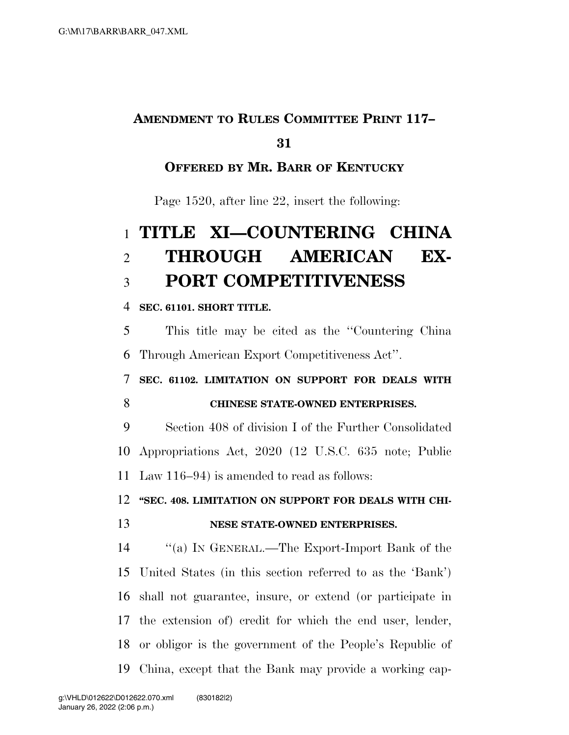**AMENDMENT TO RULES COMMITTEE PRINT 117–31**

**OFFERED BY MR. BARR OF KENTUCKY**

Page 1520, after line 22, insert the following:

# TITLE XI—COUNTERING CHINA THROUGH AMERICAN EXPORT COMPETITIVENESS

**SEC. 61101. SHORT TITLE.**

This title may be cited as the ''Countering China Through American Export Competitiveness Act''.

**SEC. 61102. LIMITATION ON SUPPORT FOR DEALS WITH CHINESE STATE-OWNED ENTERPRISES.**

Section 408 of division I of the Further Consolidated Appropriations Act, 2020 (12 U.S.C. 635 note; Public Law 116–94) is amended to read as follows:

**''SEC. 408. LIMITATION ON SUPPORT FOR DEALS WITH CHINESE STATE-OWNED ENTERPRISES.**

''(a) IN GENERAL.—The Export-Import Bank of the United States (in this section referred to as the 'Bank') shall not guarantee, insure, or extend (or participate in the extension of) credit for which the end user, lender, or obligor is the government of the People's Republic of China, except that the Bank may provide a working cap-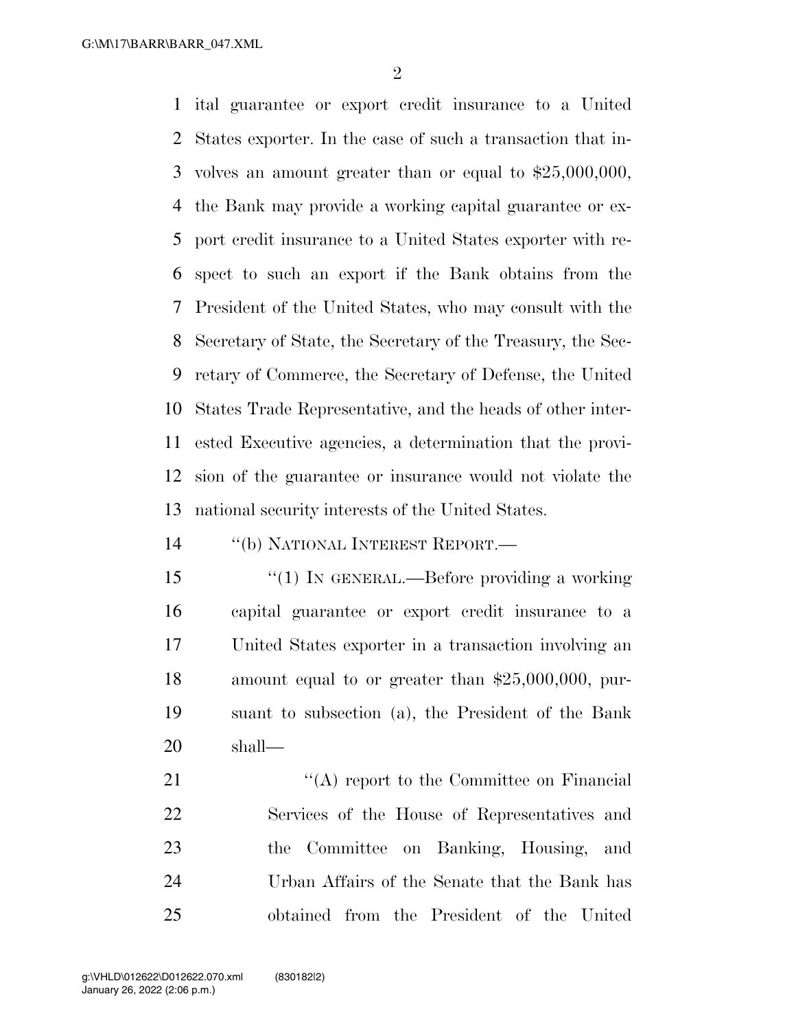ital guarantee or export credit insurance to a United States exporter. In the case of such a transaction that involves an amount greater than or equal to $25,000,000, the Bank may provide a working capital guarantee or export credit insurance to a United States exporter with respect to such an export if the Bank obtains from the President of the United States, who may consult with the Secretary of State, the Secretary of the Treasury, the Secretary of Commerce, the Secretary of Defense, the United States Trade Representative, and the heads of other interested Executive agencies, a determination that the provision of the guarantee or insurance would not violate the national security interests of the United States.

"(b) NATIONAL INTEREST REPORT.—

"(1) IN GENERAL.—Before providing a working capital guarantee or export credit insurance to a United States exporter in a transaction involving an amount equal to or greater than $25,000,000, pursuant to subsection (a), the President of the Bank shall—

"(A) report to the Committee on Financial Services of the House of Representatives and the Committee on Banking, Housing, and Urban Affairs of the Senate that the Bank has obtained from the President of the United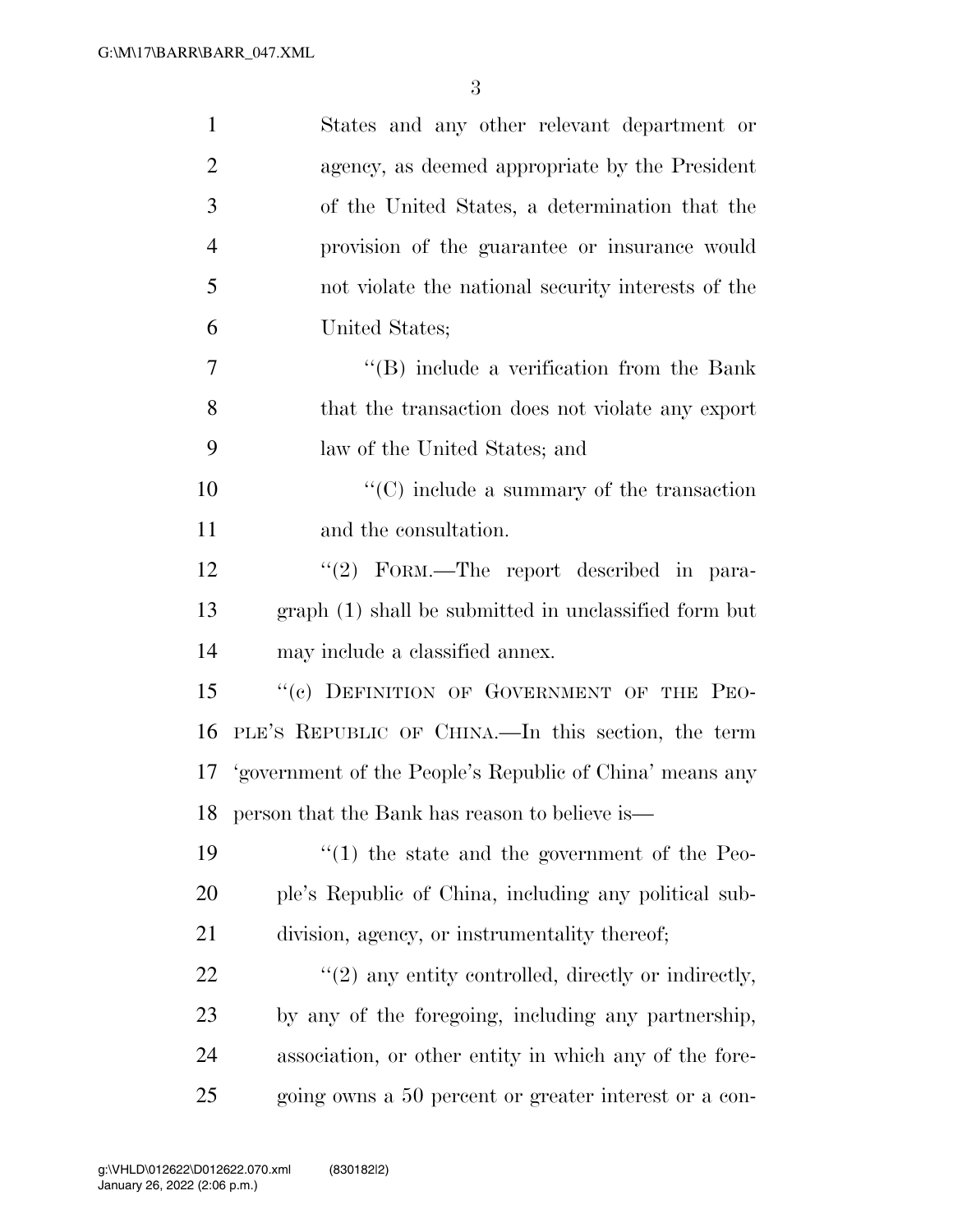States and any other relevant department or agency, as deemed appropriate by the President of the United States, a determination that the provision of the guarantee or insurance would not violate the national security interests of the United States;

"(B) include a verification from the Bank that the transaction does not violate any export law of the United States; and

"(C) include a summary of the transaction and the consultation.

"(2) FORM.—The report described in paragraph (1) shall be submitted in unclassified form but may include a classified annex.

"(c) DEFINITION OF GOVERNMENT OF THE PEOPLE'S REPUBLIC OF CHINA.—In this section, the term 'government of the People's Republic of China' means any person that the Bank has reason to believe is—

"(1) the state and the government of the People's Republic of China, including any political subdivision, agency, or instrumentality thereof;

"(2) any entity controlled, directly or indirectly, by any of the foregoing, including any partnership, association, or other entity in which any of the foregoing owns a 50 percent or greater interest or a con-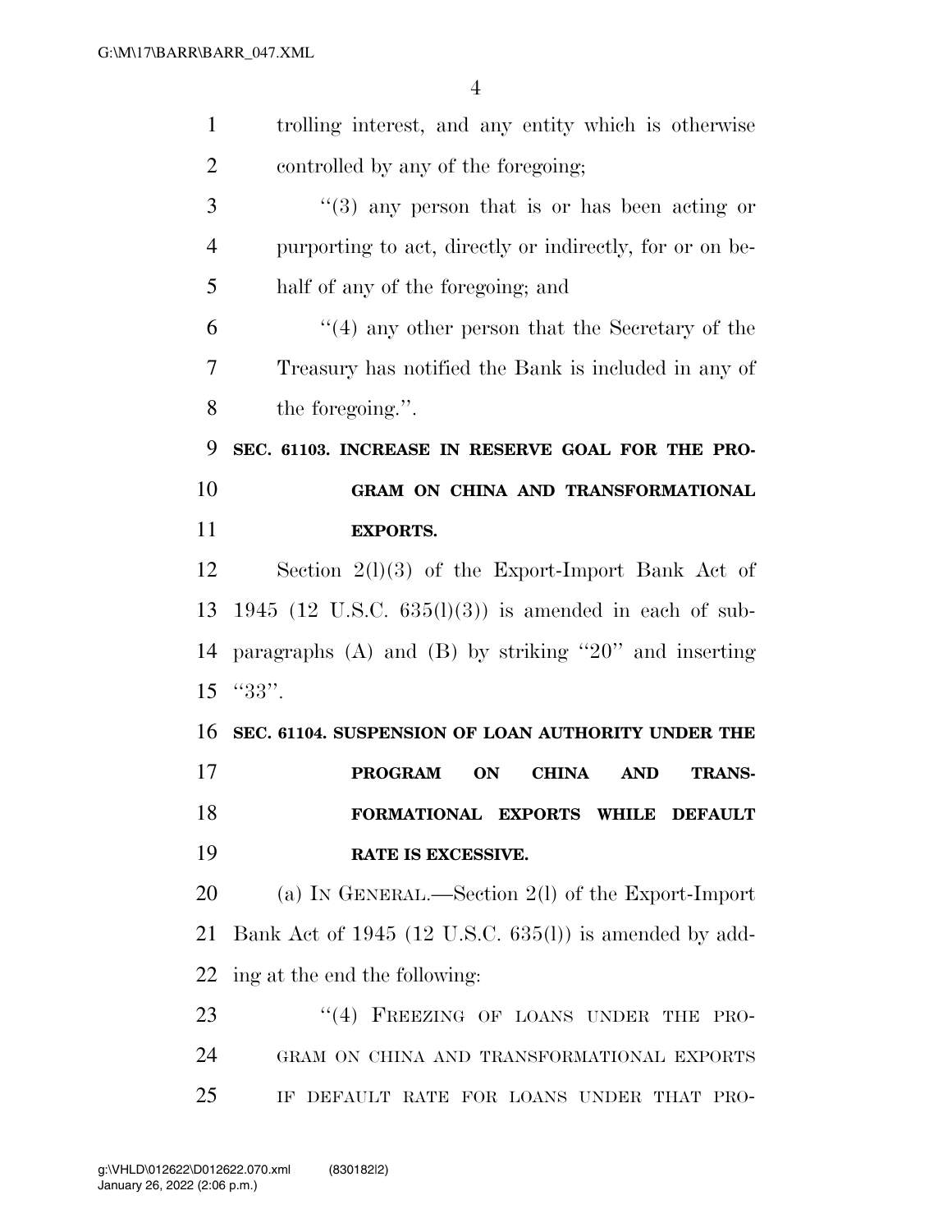trolling interest, and any entity which is otherwise controlled by any of the foregoing;

"(3) any person that is or has been acting or purporting to act, directly or indirectly, for or on behalf of any of the foregoing; and

"(4) any other person that the Secretary of the Treasury has notified the Bank is included in any of the foregoing.".

**SEC. 61103. INCREASE IN RESERVE GOAL FOR THE PROGRAM ON CHINA AND TRANSFORMATIONAL EXPORTS.**

Section 2(l)(3) of the Export-Import Bank Act of 1945 (12 U.S.C. 635(l)(3)) is amended in each of subparagraphs (A) and (B) by striking "20" and inserting "33".

**SEC. 61104. SUSPENSION OF LOAN AUTHORITY UNDER THE PROGRAM ON CHINA AND TRANSFORMATIONAL EXPORTS WHILE DEFAULT RATE IS EXCESSIVE.**

(a) IN GENERAL.—Section 2(l) of the Export-Import Bank Act of 1945 (12 U.S.C. 635(l)) is amended by adding at the end the following:

"(4) FREEZING OF LOANS UNDER THE PROGRAM ON CHINA AND TRANSFORMATIONAL EXPORTS IF DEFAULT RATE FOR LOANS UNDER THAT PRO-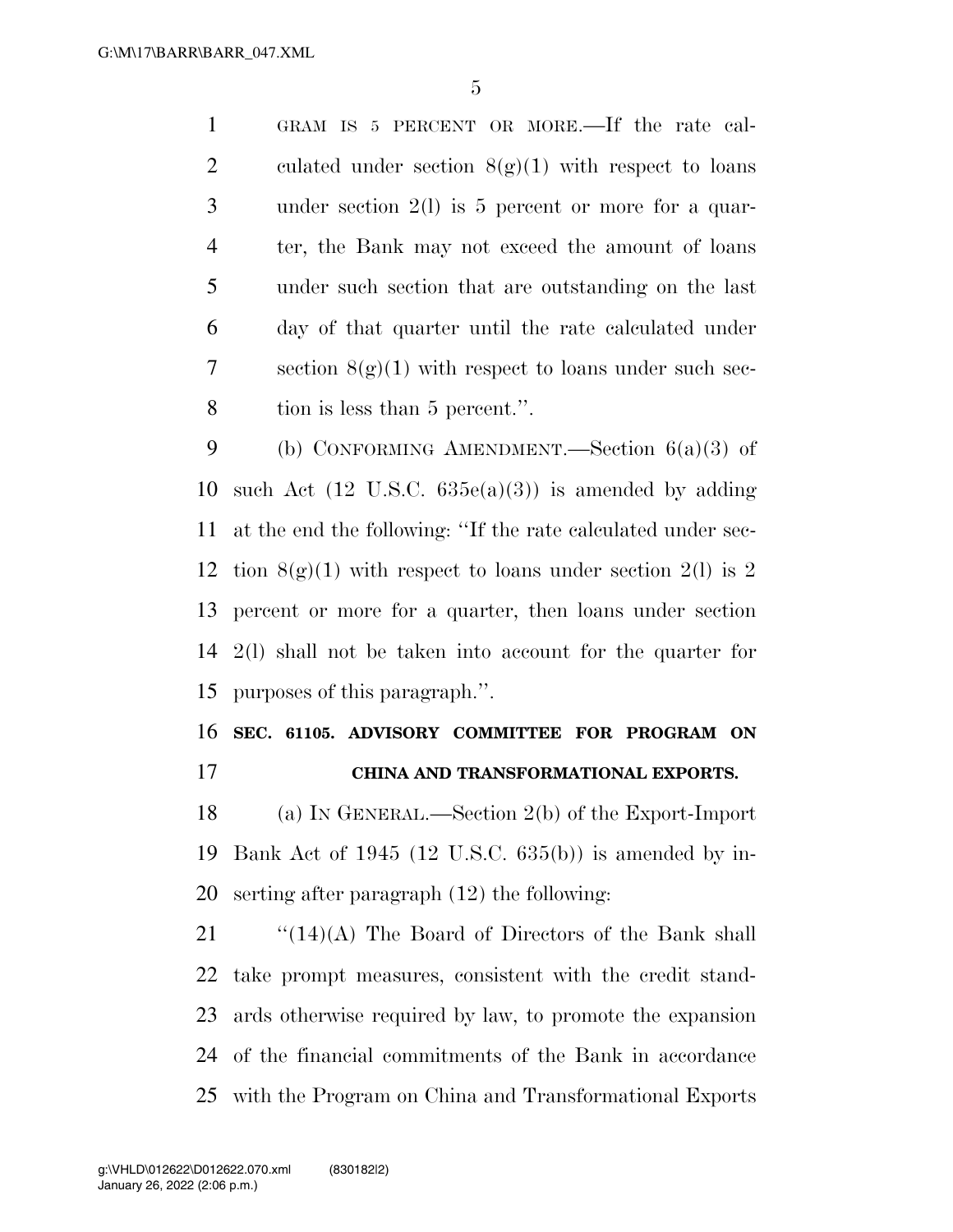GRAM IS 5 PERCENT OR MORE.—If the rate calculated under section 8(g)(1) with respect to loans under section 2(l) is 5 percent or more for a quarter, the Bank may not exceed the amount of loans under such section that are outstanding on the last day of that quarter until the rate calculated under section 8(g)(1) with respect to loans under such section is less than 5 percent.''.

(b) CONFORMING AMENDMENT.—Section 6(a)(3) of such Act (12 U.S.C. 635e(a)(3)) is amended by adding at the end the following: ''If the rate calculated under section 8(g)(1) with respect to loans under section 2(l) is 2 percent or more for a quarter, then loans under section 2(l) shall not be taken into account for the quarter for purposes of this paragraph.''.

**SEC. 61105. ADVISORY COMMITTEE FOR PROGRAM ON CHINA AND TRANSFORMATIONAL EXPORTS.**

(a) IN GENERAL.—Section 2(b) of the Export-Import Bank Act of 1945 (12 U.S.C. 635(b)) is amended by inserting after paragraph (12) the following:

''(14)(A) The Board of Directors of the Bank shall take prompt measures, consistent with the credit standards otherwise required by law, to promote the expansion of the financial commitments of the Bank in accordance with the Program on China and Transformational Exports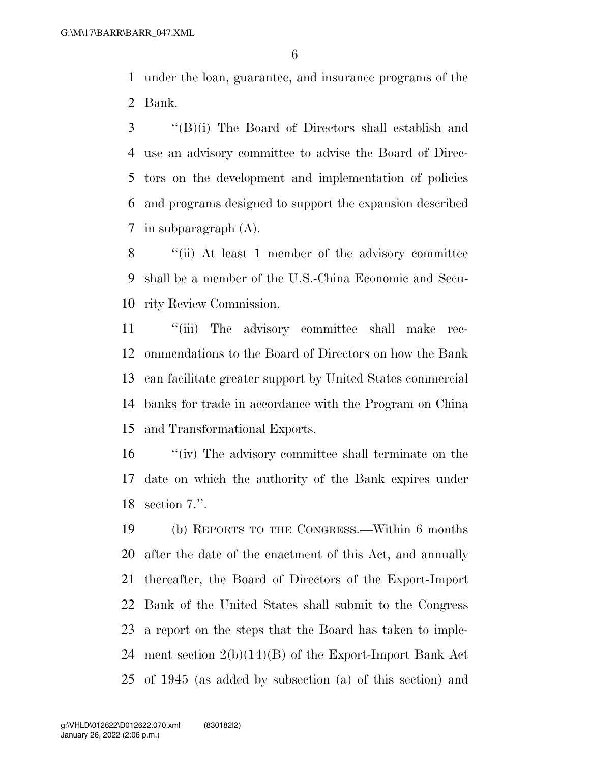under the loan, guarantee, and insurance programs of the Bank.

''(B)(i) The Board of Directors shall establish and use an advisory committee to advise the Board of Directors on the development and implementation of policies and programs designed to support the expansion described in subparagraph (A).

''(ii) At least 1 member of the advisory committee shall be a member of the U.S.-China Economic and Security Review Commission.

''(iii) The advisory committee shall make recommendations to the Board of Directors on how the Bank can facilitate greater support by United States commercial banks for trade in accordance with the Program on China and Transformational Exports.

''(iv) The advisory committee shall terminate on the date on which the authority of the Bank expires under section 7.''.

(b) REPORTS TO THE CONGRESS.—Within 6 months after the date of the enactment of this Act, and annually thereafter, the Board of Directors of the Export-Import Bank of the United States shall submit to the Congress a report on the steps that the Board has taken to implement section 2(b)(14)(B) of the Export-Import Bank Act of 1945 (as added by subsection (a) of this section) and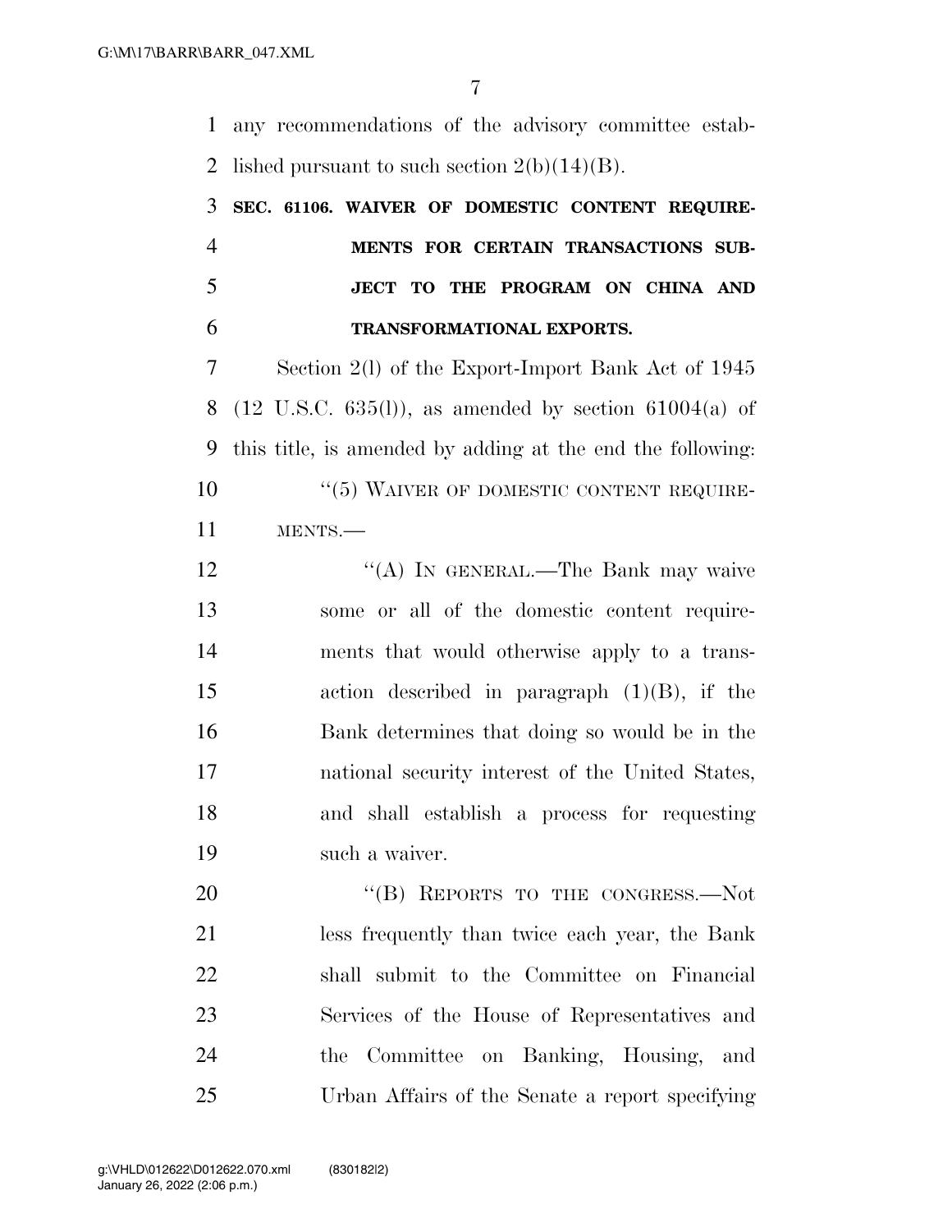any recommendations of the advisory committee established pursuant to such section 2(b)(14)(B).

**SEC. 61106. WAIVER OF DOMESTIC CONTENT REQUIREMENTS FOR CERTAIN TRANSACTIONS SUBJECT TO THE PROGRAM ON CHINA AND TRANSFORMATIONAL EXPORTS.**

Section 2(l) of the Export-Import Bank Act of 1945 (12 U.S.C. 635(l)), as amended by section 61004(a) of this title, is amended by adding at the end the following:

"(5) WAIVER OF DOMESTIC CONTENT REQUIREMENTS.—

"(A) IN GENERAL.—The Bank may waive some or all of the domestic content requirements that would otherwise apply to a transaction described in paragraph (1)(B), if the Bank determines that doing so would be in the national security interest of the United States, and shall establish a process for requesting such a waiver.

"(B) REPORTS TO THE CONGRESS.—Not less frequently than twice each year, the Bank shall submit to the Committee on Financial Services of the House of Representatives and the Committee on Banking, Housing, and Urban Affairs of the Senate a report specifying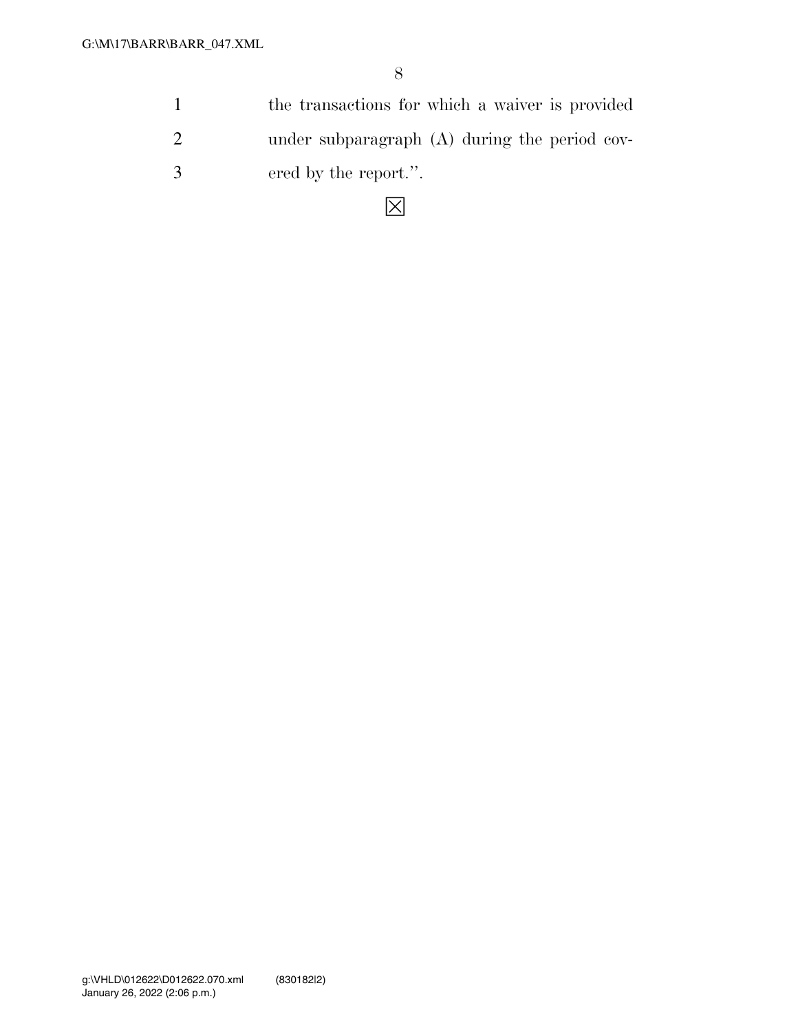the transactions for which a waiver is provided under subparagraph (A) during the period covered by the report.''.

☒